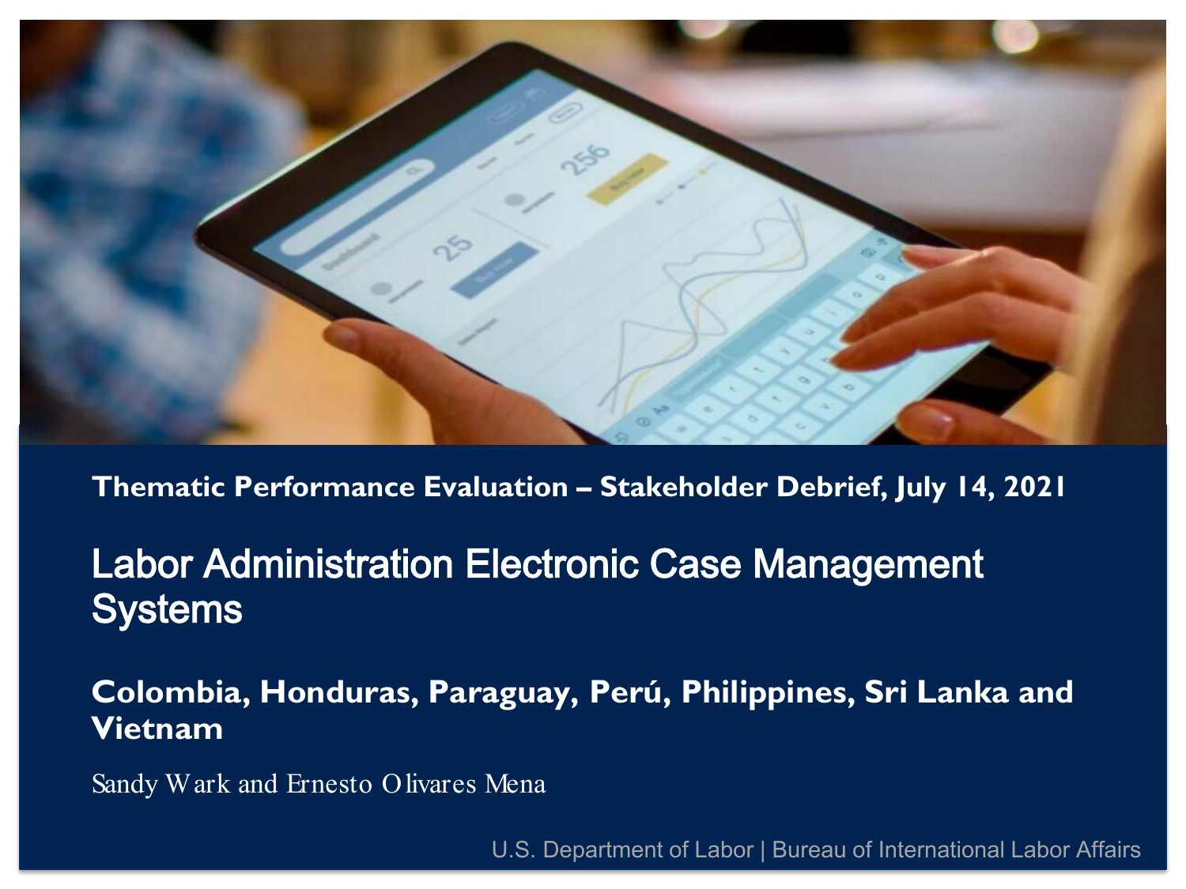**Thematic Performance Evaluation – Stakeholder Debrief, July 14, 2021**

# Labor Administration Electronic Case Management Systems

## Colombia, Honduras, Paraguay, Perú, Philippines, Sri Lanka and Vietnam

Sandy Wark and Ernesto Olivares Mena

U.S. Department of Labor | Bureau of International Labor Affairs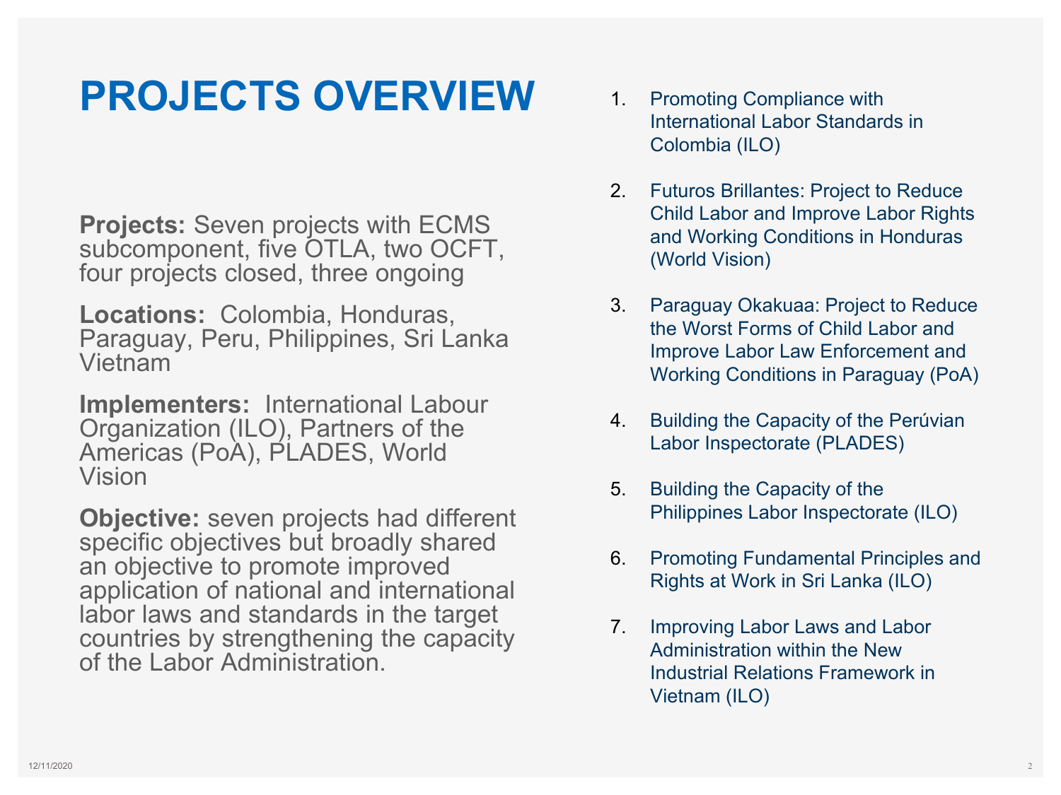# PROJECTS OVERVIEW

**Projects:** Seven projects with ECMS subcomponent, five OTLA, two OCFT, four projects closed, three ongoing

**Locations:** Colombia, Honduras, Paraguay, Peru, Philippines, Sri Lanka Vietnam

**Implementers:** International Labour Organization (ILO), Partners of the Americas (PoA), PLADES, World Vision

**Objective:** seven projects had different specific objectives but broadly shared an objective to promote improved application of national and international labor laws and standards in the target countries by strengthening the capacity of the Labor Administration.

1. Promoting Compliance with International Labor Standards in Colombia (ILO)
2. Futuros Brillantes: Project to Reduce Child Labor and Improve Labor Rights and Working Conditions in Honduras (World Vision)
3. Paraguay Okakuaa: Project to Reduce the Worst Forms of Child Labor and Improve Labor Law Enforcement and Working Conditions in Paraguay (PoA)
4. Building the Capacity of the Perúvian Labor Inspectorate (PLADES)
5. Building the Capacity of the Philippines Labor Inspectorate (ILO)
6. Promoting Fundamental Principles and Rights at Work in Sri Lanka (ILO)
7. Improving Labor Laws and Labor Administration within the New Industrial Relations Framework in Vietnam (ILO)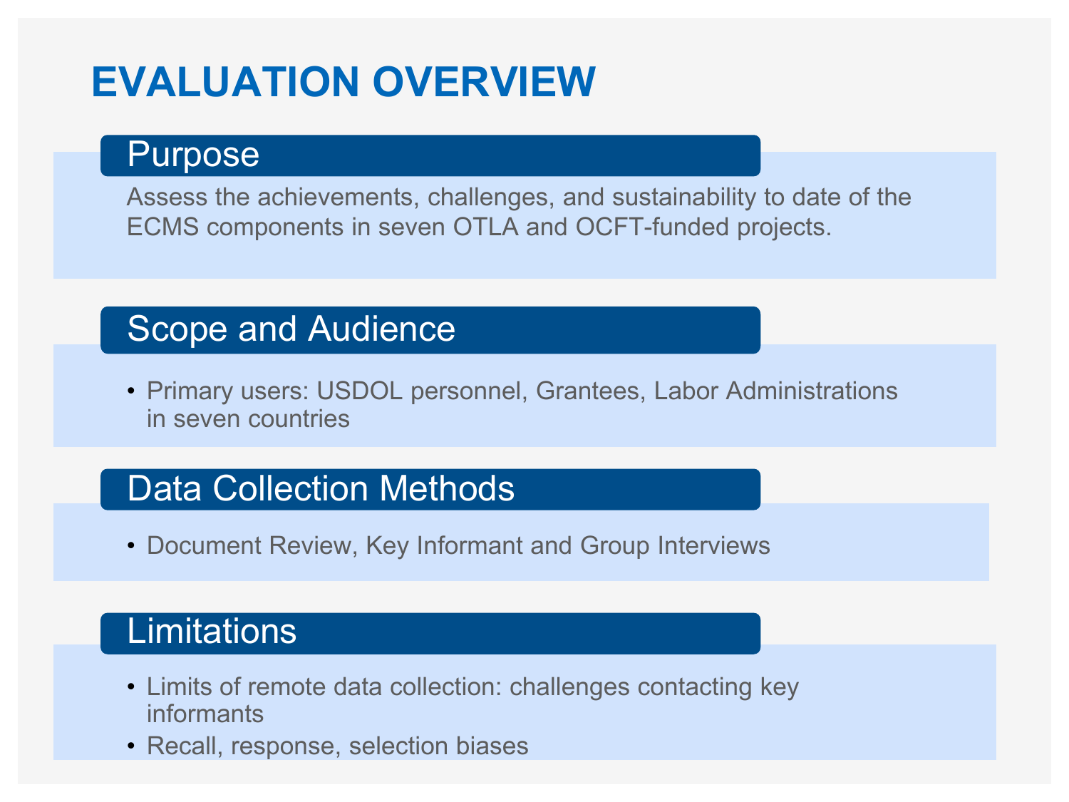# EVALUATION OVERVIEW

## Purpose

Assess the achievements, challenges, and sustainability to date of the ECMS components in seven OTLA and OCFT-funded projects.

## Scope and Audience

- Primary users: USDOL personnel, Grantees, Labor Administrations in seven countries

## Data Collection Methods

- Document Review, Key Informant and Group Interviews

## Limitations

- Limits of remote data collection: challenges contacting key informants
- Recall, response, selection biases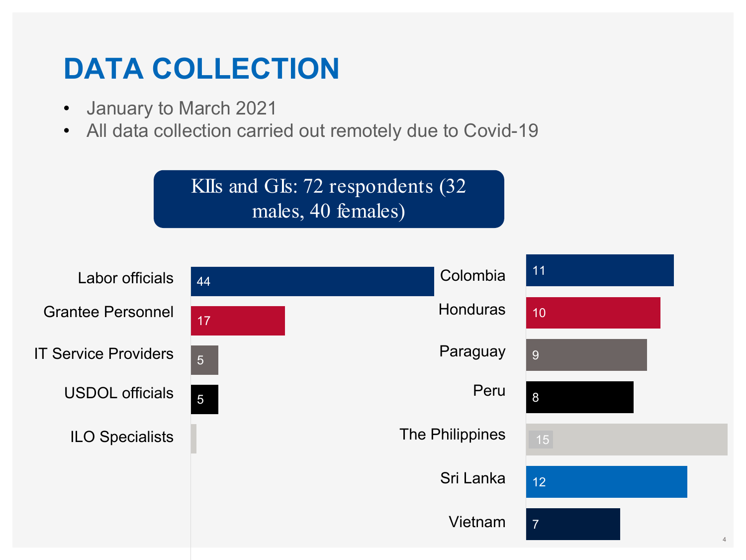# DATA COLLECTION

- January to March 2021
- All data collection carried out remotely due to Covid-19

**KIIs and GIs: 72 respondents (32 males, 40 females)**

| Respondent type | Number |
| --- | --- |
| Labor officials | 44 |
| Grantee Personnel | 17 |
| IT Service Providers | 5 |
| USDOL officials | 5 |
| ILO Specialists | |

| Country | Number |
| --- | --- |
| Colombia | 11 |
| Honduras | 10 |
| Paraguay | 9 |
| Peru | 8 |
| The Philippines | 15 |
| Sri Lanka | 12 |
| Vietnam | 7 |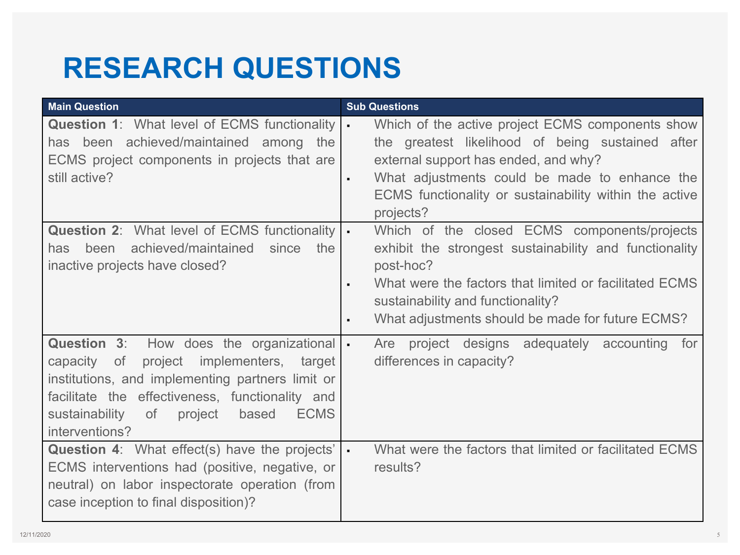# RESEARCH QUESTIONS

| Main Question | Sub Questions |
|---|---|
| **Question 1**: What level of ECMS functionality has been achieved/maintained among the ECMS project components in projects that are still active? | ▪ Which of the active project ECMS components show the greatest likelihood of being sustained after external support has ended, and why?<br>▪ What adjustments could be made to enhance the ECMS functionality or sustainability within the active projects? |
| **Question 2**: What level of ECMS functionality has been achieved/maintained since the inactive projects have closed? | ▪ Which of the closed ECMS components/projects exhibit the strongest sustainability and functionality post-hoc?<br>▪ What were the factors that limited or facilitated ECMS sustainability and functionality?<br>▪ What adjustments should be made for future ECMS? |
| **Question 3**: How does the organizational capacity of project implementers, target institutions, and implementing partners limit or facilitate the effectiveness, functionality and sustainability of project based ECMS interventions? | ▪ Are project designs adequately accounting for differences in capacity? |
| **Question 4**: What effect(s) have the projects' ECMS interventions had (positive, negative, or neutral) on labor inspectorate operation (from case inception to final disposition)? | ▪ What were the factors that limited or facilitated ECMS results? |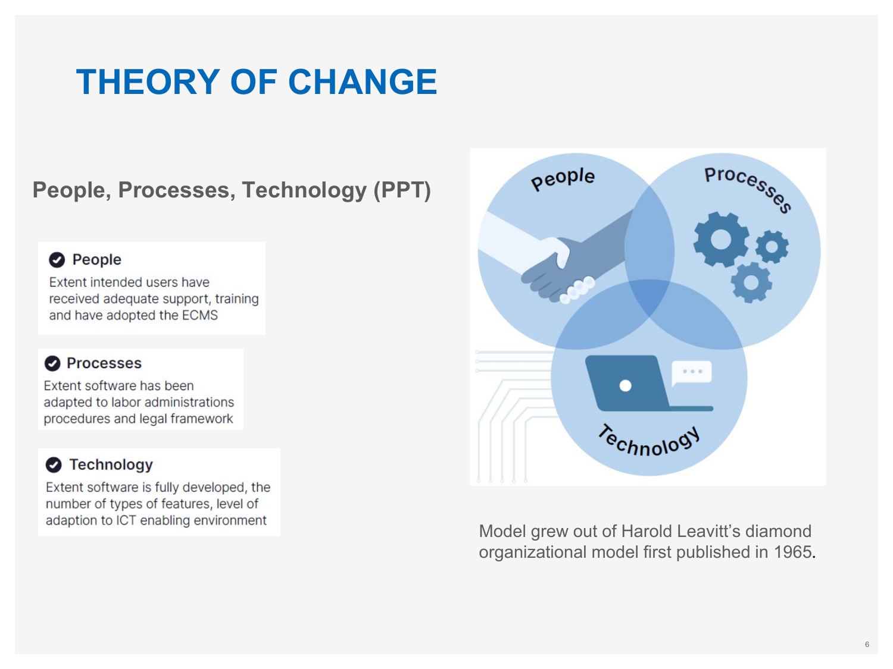# THEORY OF CHANGE

## People, Processes, Technology (PPT)

- **People**
  Extent intended users have received adequate support, training and have adopted the ECMS

- **Processes**
  Extent software has been adapted to labor administrations procedures and legal framework

- **Technology**
  Extent software is fully developed, the number of types of features, level of adaption to ICT enabling environment

Model grew out of Harold Leavitt's diamond organizational model first published in 1965.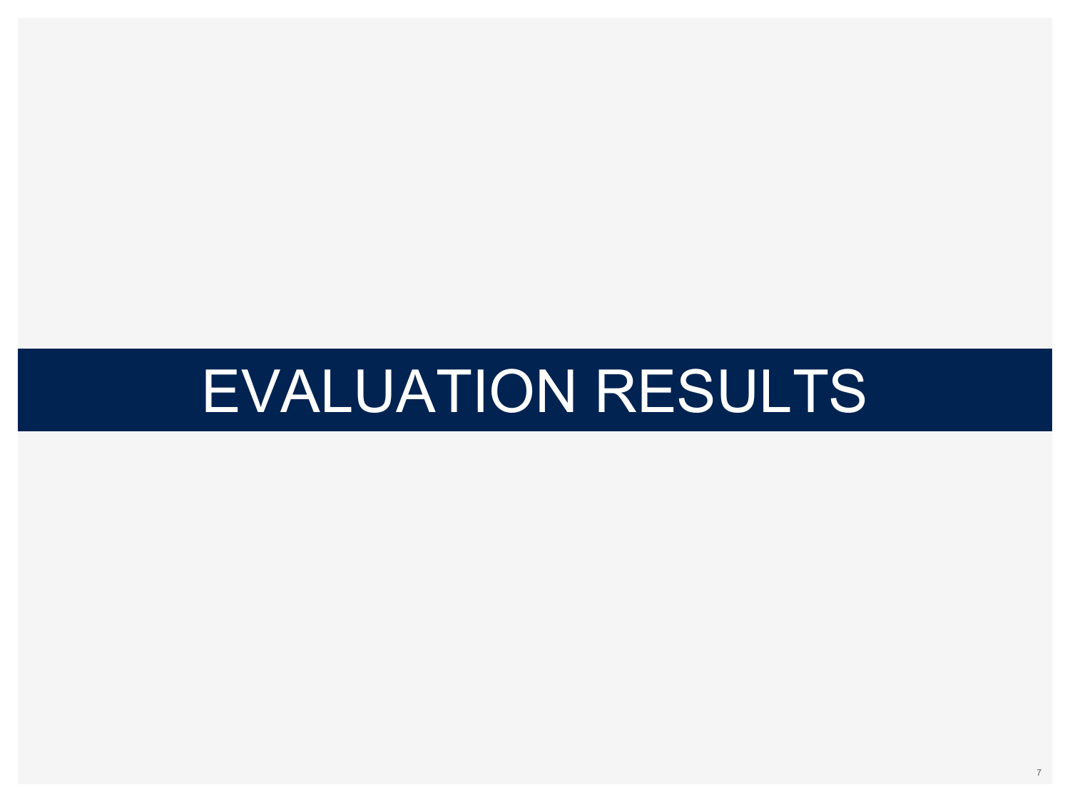# EVALUATION RESULTS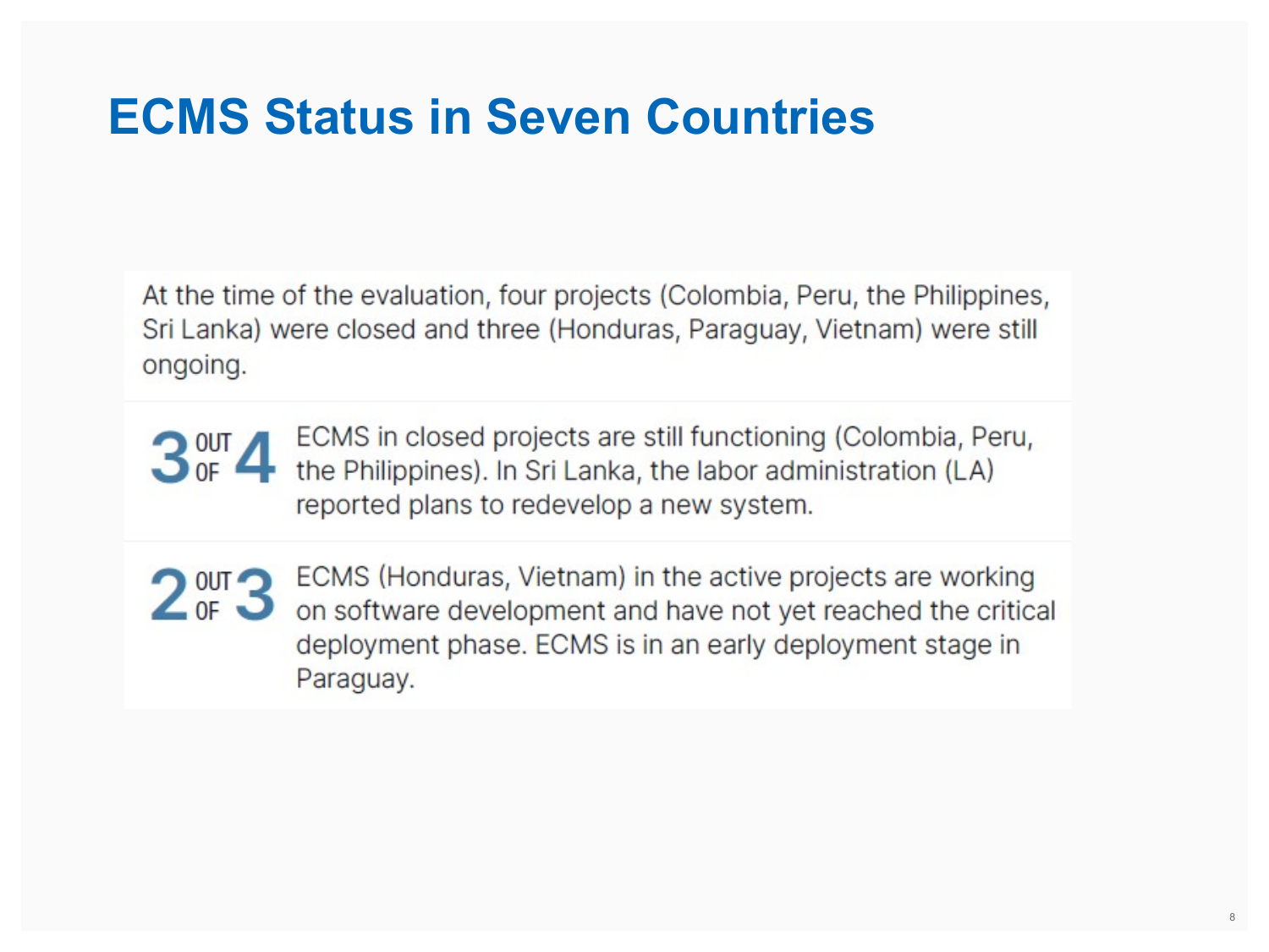# ECMS Status in Seven Countries

At the time of the evaluation, four projects (Colombia, Peru, the Philippines, Sri Lanka) were closed and three (Honduras, Paraguay, Vietnam) were still ongoing.

**3 OUT OF 4** ECMS in closed projects are still functioning (Colombia, Peru, the Philippines). In Sri Lanka, the labor administration (LA) reported plans to redevelop a new system.

**2 OUT OF 3** ECMS (Honduras, Vietnam) in the active projects are working on software development and have not yet reached the critical deployment phase. ECMS is in an early deployment stage in Paraguay.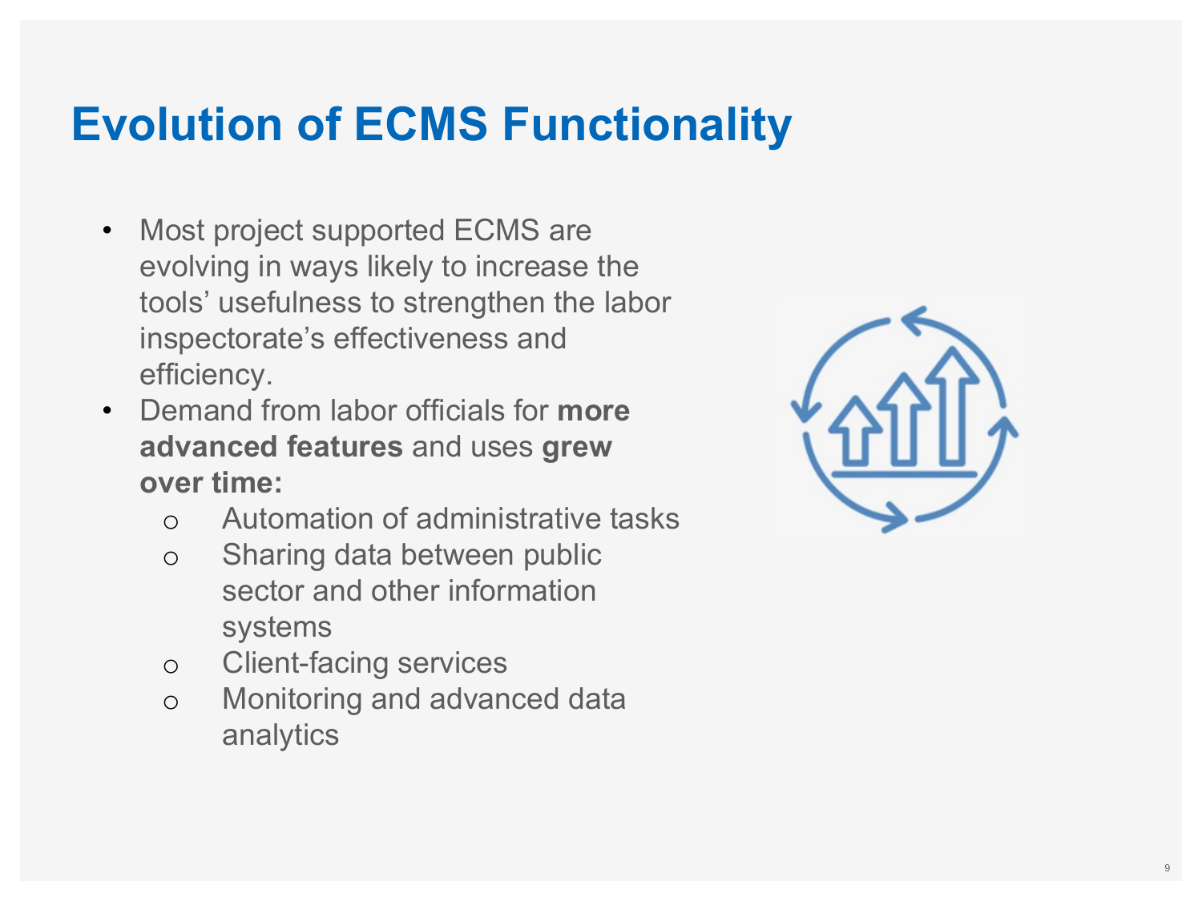# Evolution of ECMS Functionality

- Most project supported ECMS are evolving in ways likely to increase the tools' usefulness to strengthen the labor inspectorate's effectiveness and efficiency.
- Demand from labor officials for **more advanced features** and uses **grew over time:**
  - Automation of administrative tasks
  - Sharing data between public sector and other information systems
  - Client-facing services
  - Monitoring and advanced data analytics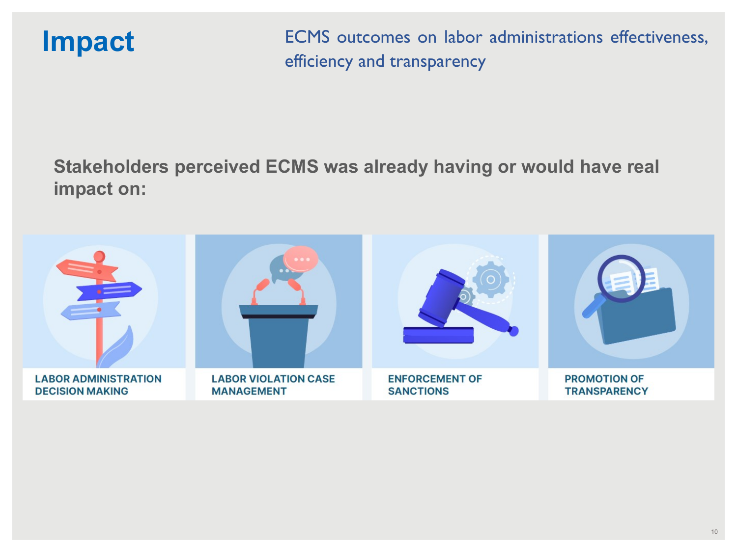# Impact

ECMS outcomes on labor administrations effectiveness, efficiency and transparency

**Stakeholders perceived ECMS was already having or would have real impact on:**

- LABOR ADMINISTRATION DECISION MAKING
- LABOR VIOLATION CASE MANAGEMENT
- ENFORCEMENT OF SANCTIONS
- PROMOTION OF TRANSPARENCY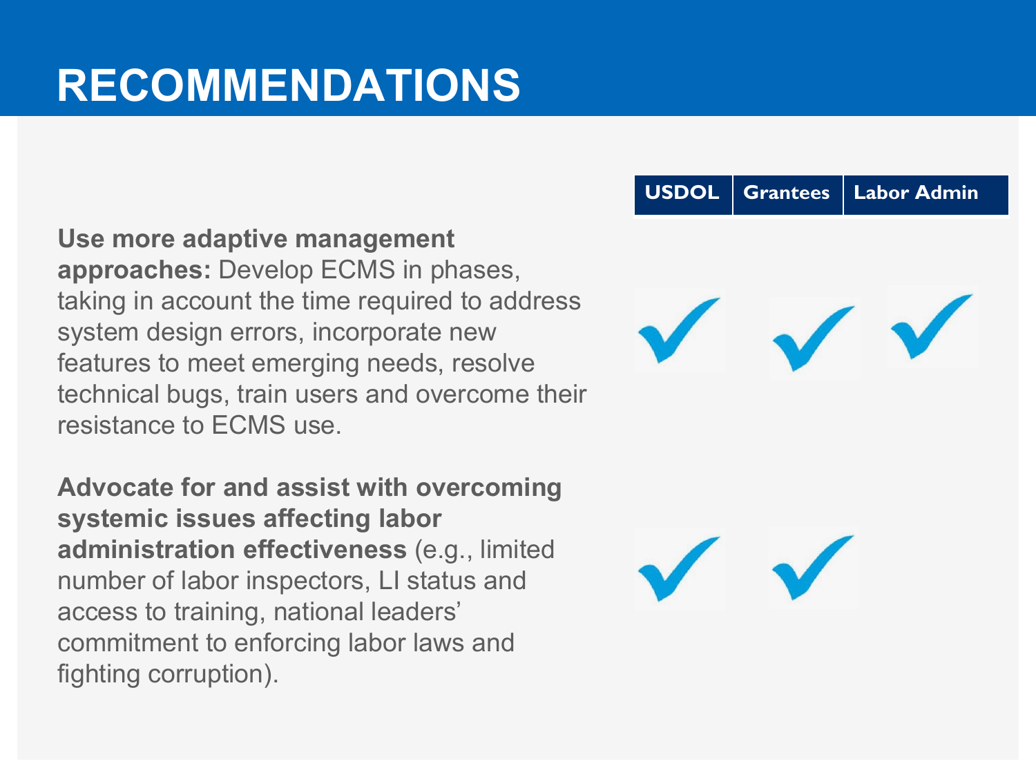# RECOMMENDATIONS

| Recommendation | USDOL | Grantees | Labor Admin |
|---|---|---|---|
| **Use more adaptive management approaches:** Develop ECMS in phases, taking in account the time required to address system design errors, incorporate new features to meet emerging needs, resolve technical bugs, train users and overcome their resistance to ECMS use. | ✓ | ✓ | ✓ |
| **Advocate for and assist with overcoming systemic issues affecting labor administration effectiveness** (e.g., limited number of labor inspectors, LI status and access to training, national leaders' commitment to enforcing labor laws and fighting corruption). | ✓ | ✓ | |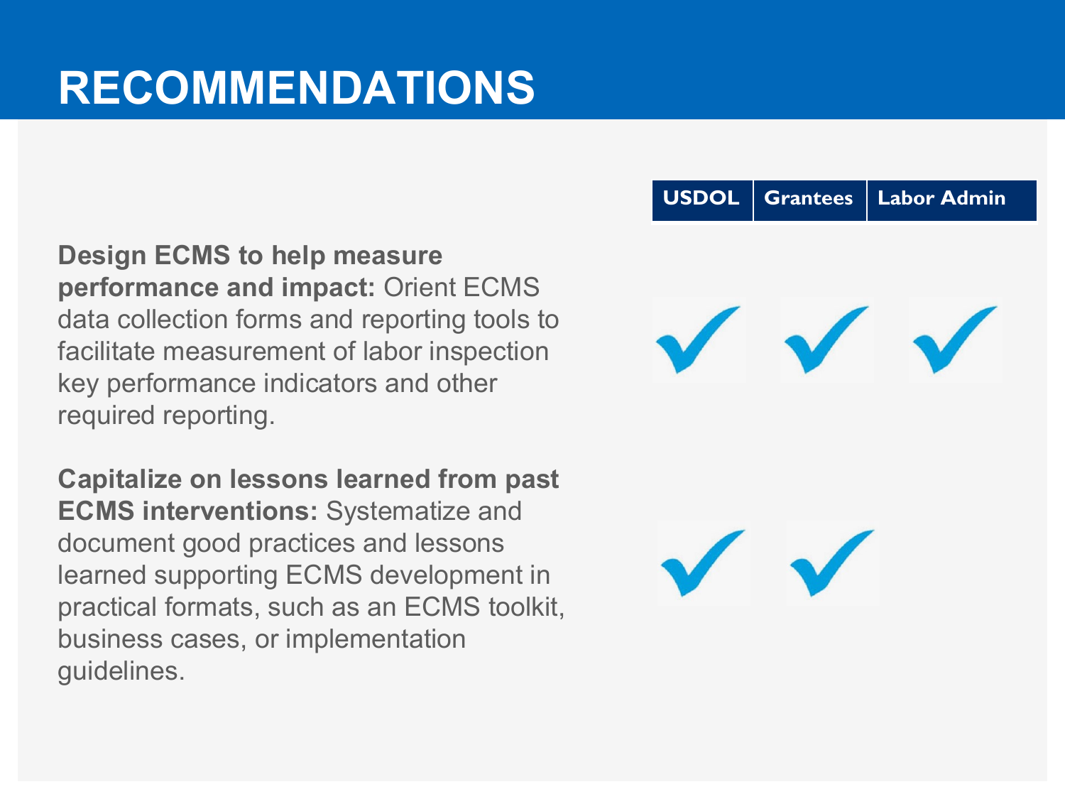# RECOMMENDATIONS

| Recommendation | USDOL | Grantees | Labor Admin |
| --- | --- | --- | --- |
| **Design ECMS to help measure performance and impact:** Orient ECMS data collection forms and reporting tools to facilitate measurement of labor inspection key performance indicators and other required reporting. | ✓ | ✓ | ✓ |
| **Capitalize on lessons learned from past ECMS interventions:** Systematize and document good practices and lessons learned supporting ECMS development in practical formats, such as an ECMS toolkit, business cases, or implementation guidelines. | ✓ | ✓ | |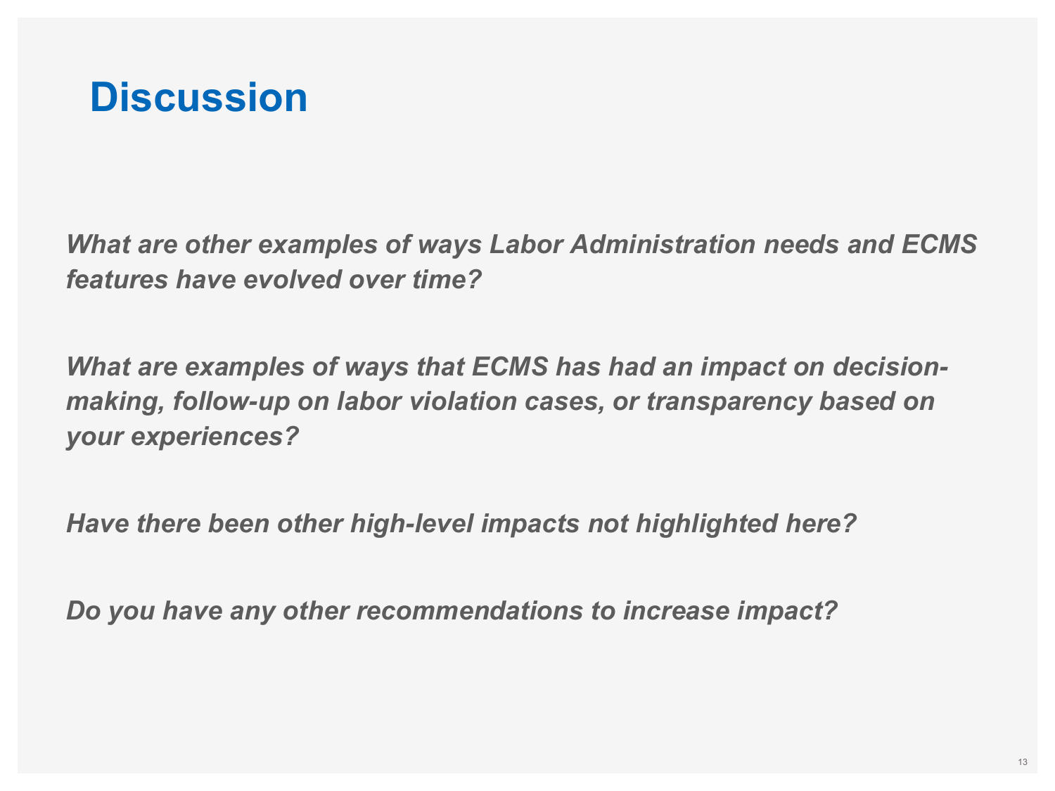# Discussion

***What are other examples of ways Labor Administration needs and ECMS features have evolved over time?***

***What are examples of ways that ECMS has had an impact on decision-making, follow-up on labor violation cases, or transparency based on your experiences?***

***Have there been other high-level impacts not highlighted here?***

***Do you have any other recommendations to increase impact?***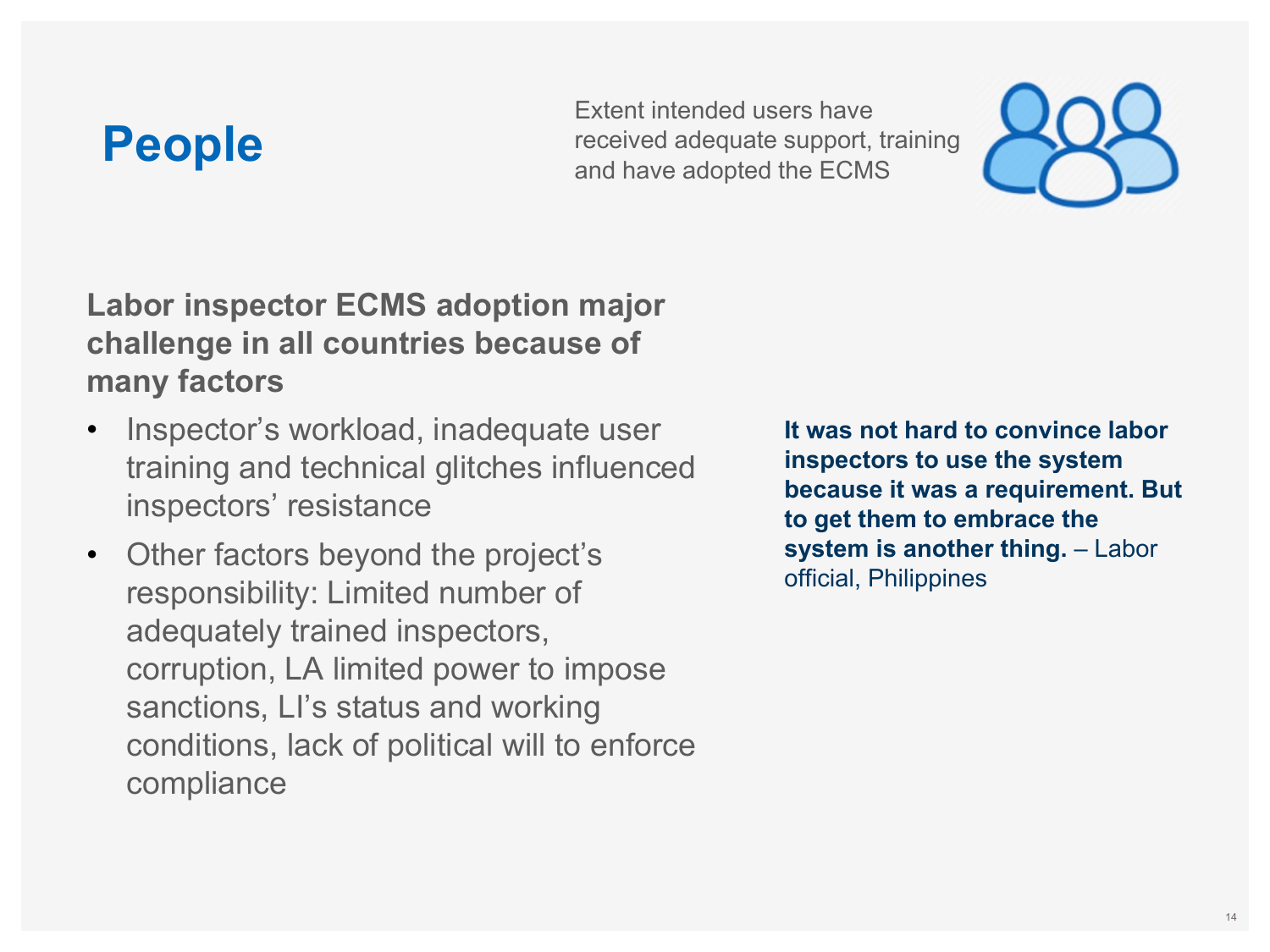# People

Extent intended users have received adequate support, training and have adopted the ECMS

**Labor inspector ECMS adoption major challenge in all countries because of many factors**

- Inspector's workload, inadequate user training and technical glitches influenced inspectors' resistance
- Other factors beyond the project's responsibility: Limited number of adequately trained inspectors, corruption, LA limited power to impose sanctions, LI's status and working conditions, lack of political will to enforce compliance

**It was not hard to convince labor inspectors to use the system because it was a requirement. But to get them to embrace the system is another thing.** – Labor official, Philippines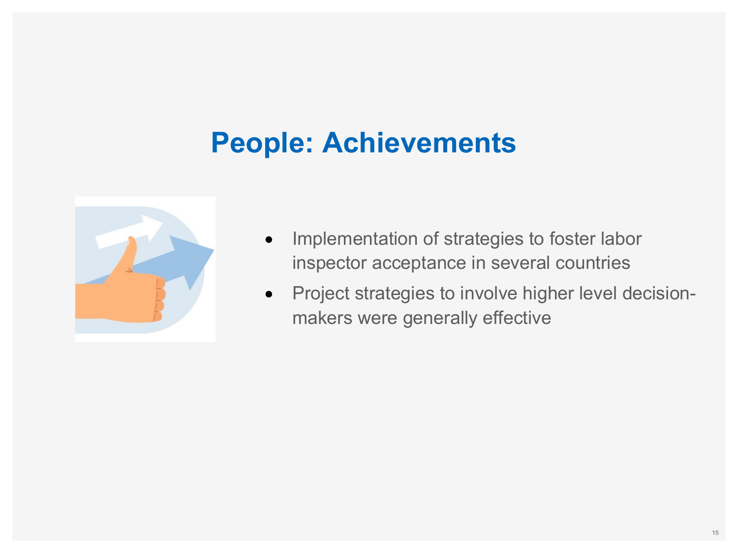# People: Achievements

- Implementation of strategies to foster labor inspector acceptance in several countries
- Project strategies to involve higher level decision-makers were generally effective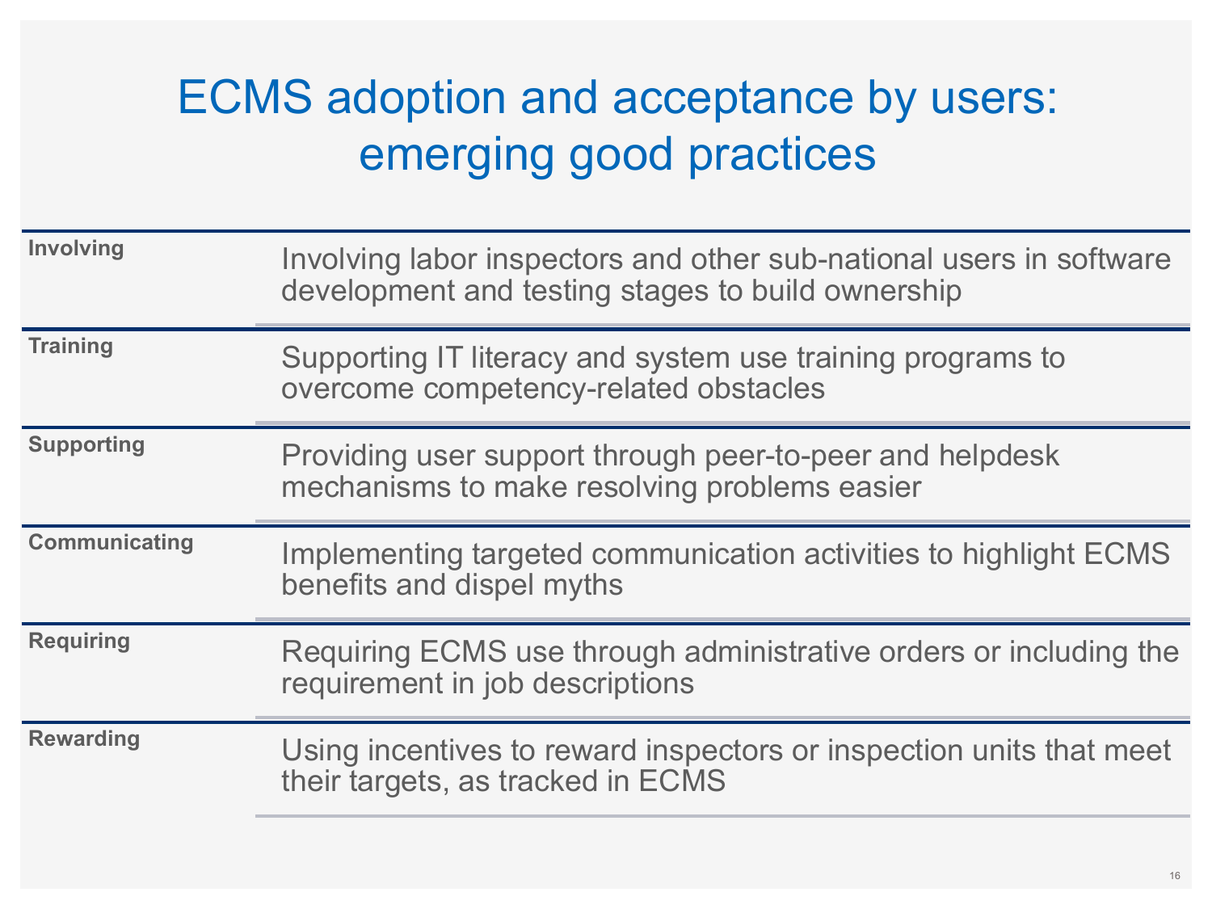# ECMS adoption and acceptance by users: emerging good practices

| | |
|---|---|
| **Involving** | Involving labor inspectors and other sub-national users in software development and testing stages to build ownership |
| **Training** | Supporting IT literacy and system use training programs to overcome competency-related obstacles |
| **Supporting** | Providing user support through peer-to-peer and helpdesk mechanisms to make resolving problems easier |
| **Communicating** | Implementing targeted communication activities to highlight ECMS benefits and dispel myths |
| **Requiring** | Requiring ECMS use through administrative orders or including the requirement in job descriptions |
| **Rewarding** | Using incentives to reward inspectors or inspection units that meet their targets, as tracked in ECMS |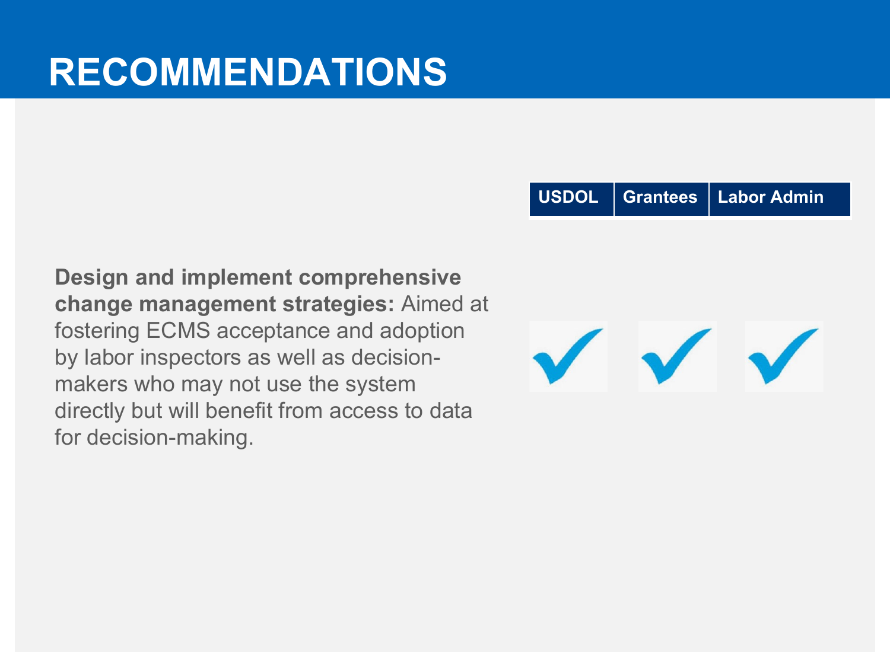# RECOMMENDATIONS

| Recommendation | USDOL | Grantees | Labor Admin |
| --- | --- | --- | --- |
| **Design and implement comprehensive change management strategies:** Aimed at fostering ECMS acceptance and adoption by labor inspectors as well as decision-makers who may not use the system directly but will benefit from access to data for decision-making. | ✓ | ✓ | ✓ |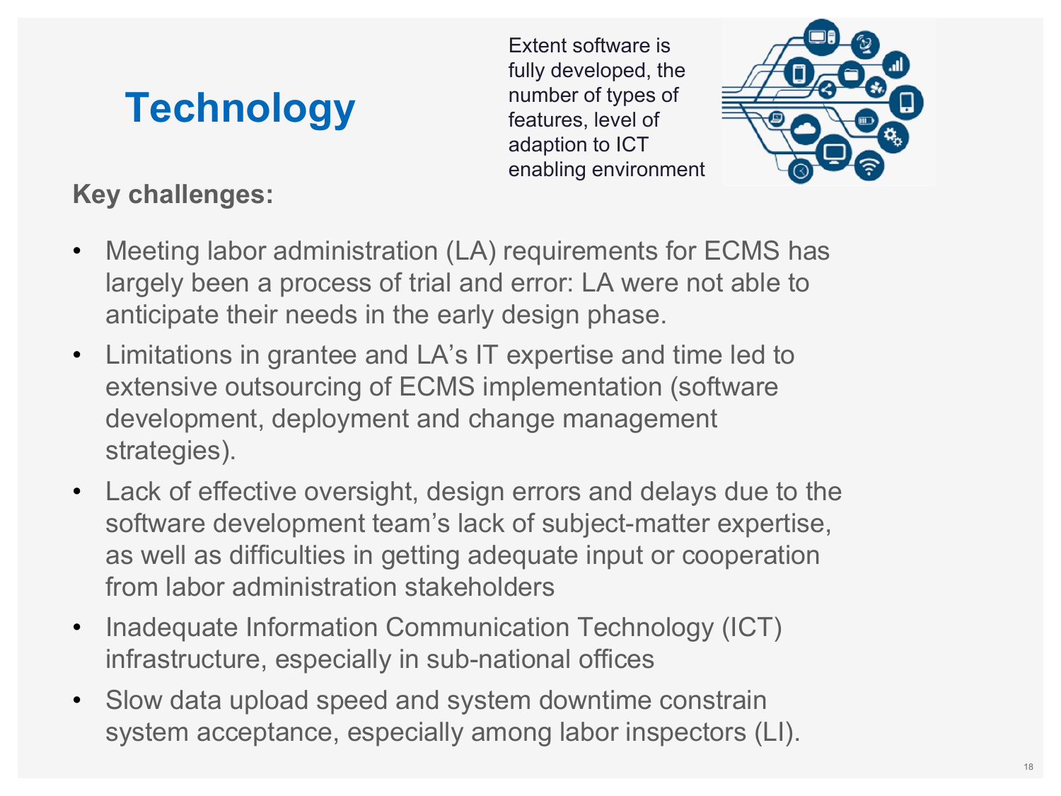# Technology

Extent software is fully developed, the number of types of features, level of adaption to ICT enabling environment

**Key challenges:**

- Meeting labor administration (LA) requirements for ECMS has largely been a process of trial and error: LA were not able to anticipate their needs in the early design phase.
- Limitations in grantee and LA's IT expertise and time led to extensive outsourcing of ECMS implementation (software development, deployment and change management strategies).
- Lack of effective oversight, design errors and delays due to the software development team's lack of subject-matter expertise, as well as difficulties in getting adequate input or cooperation from labor administration stakeholders
- Inadequate Information Communication Technology (ICT) infrastructure, especially in sub-national offices
- Slow data upload speed and system downtime constrain system acceptance, especially among labor inspectors (LI).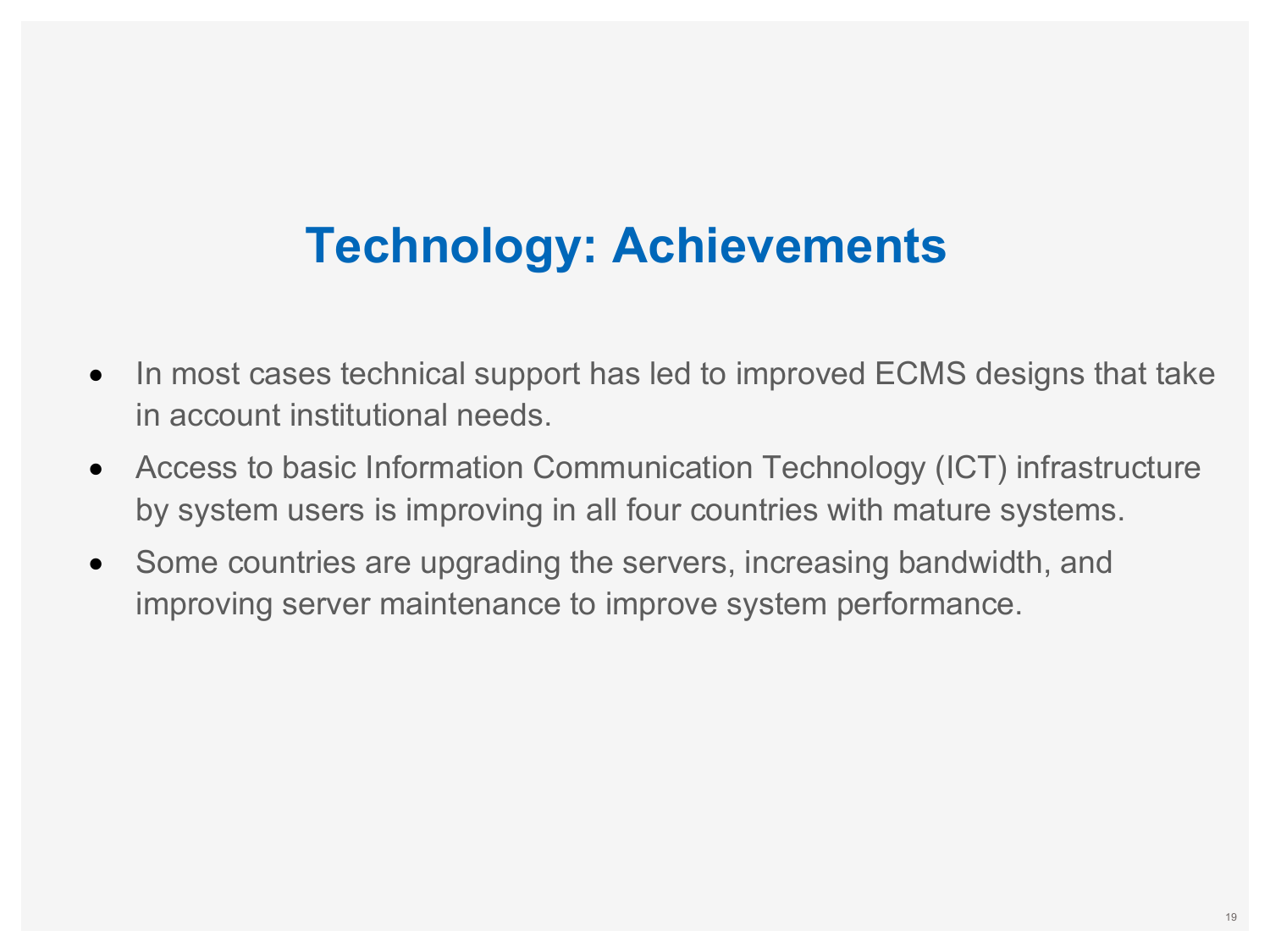# Technology: Achievements

- In most cases technical support has led to improved ECMS designs that take in account institutional needs.
- Access to basic Information Communication Technology (ICT) infrastructure by system users is improving in all four countries with mature systems.
- Some countries are upgrading the servers, increasing bandwidth, and improving server maintenance to improve system performance.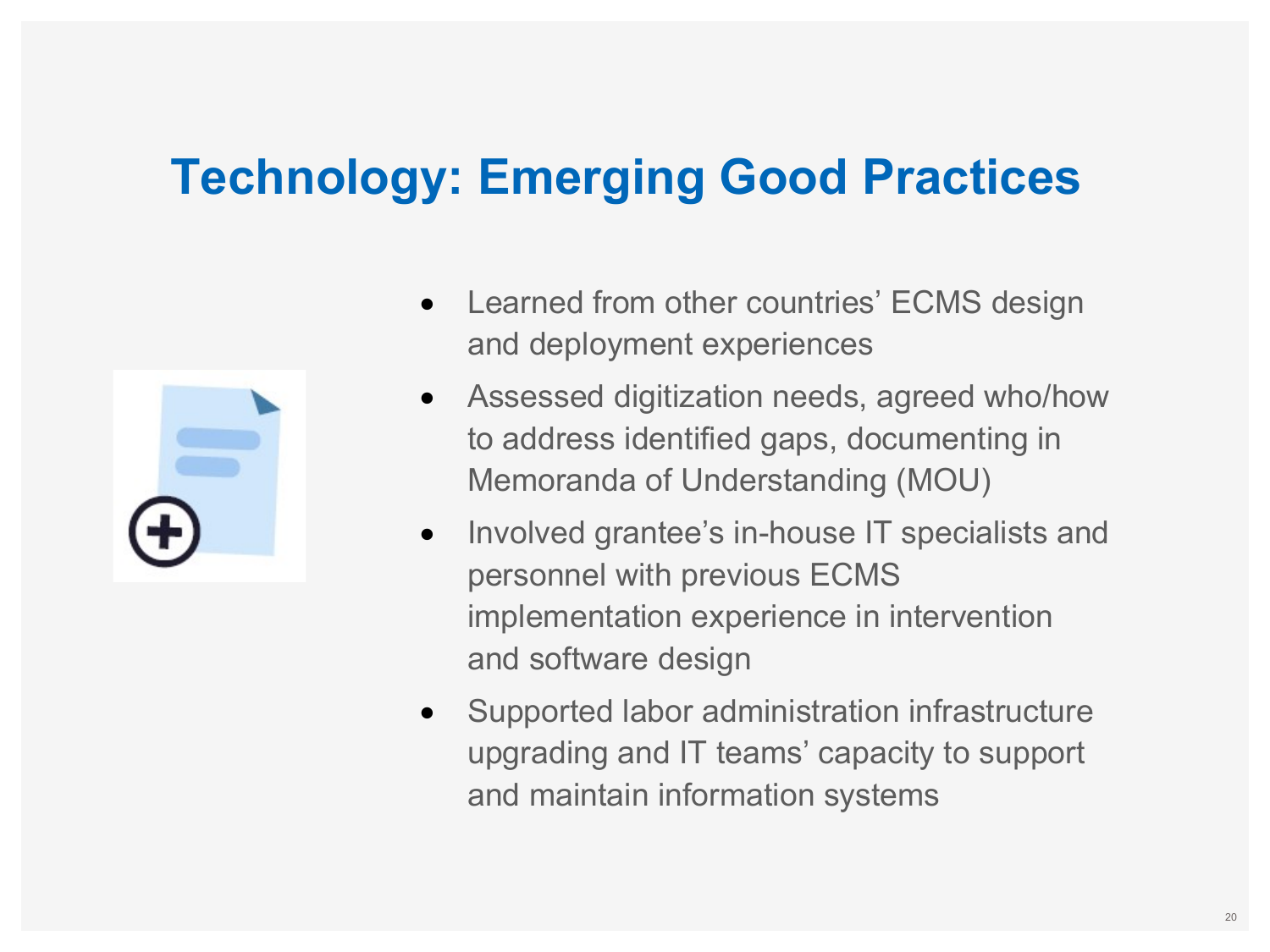# Technology: Emerging Good Practices

- Learned from other countries' ECMS design and deployment experiences
- Assessed digitization needs, agreed who/how to address identified gaps, documenting in Memoranda of Understanding (MOU)
- Involved grantee's in-house IT specialists and personnel with previous ECMS implementation experience in intervention and software design
- Supported labor administration infrastructure upgrading and IT teams' capacity to support and maintain information systems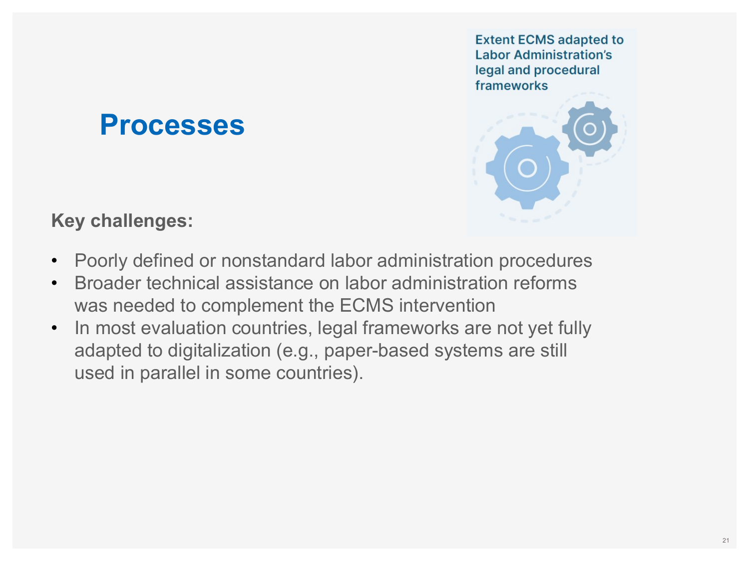# Processes

Extent ECMS adapted to Labor Administration's legal and procedural frameworks

**Key challenges:**

- Poorly defined or nonstandard labor administration procedures
- Broader technical assistance on labor administration reforms was needed to complement the ECMS intervention
- In most evaluation countries, legal frameworks are not yet fully adapted to digitalization (e.g., paper-based systems are still used in parallel in some countries).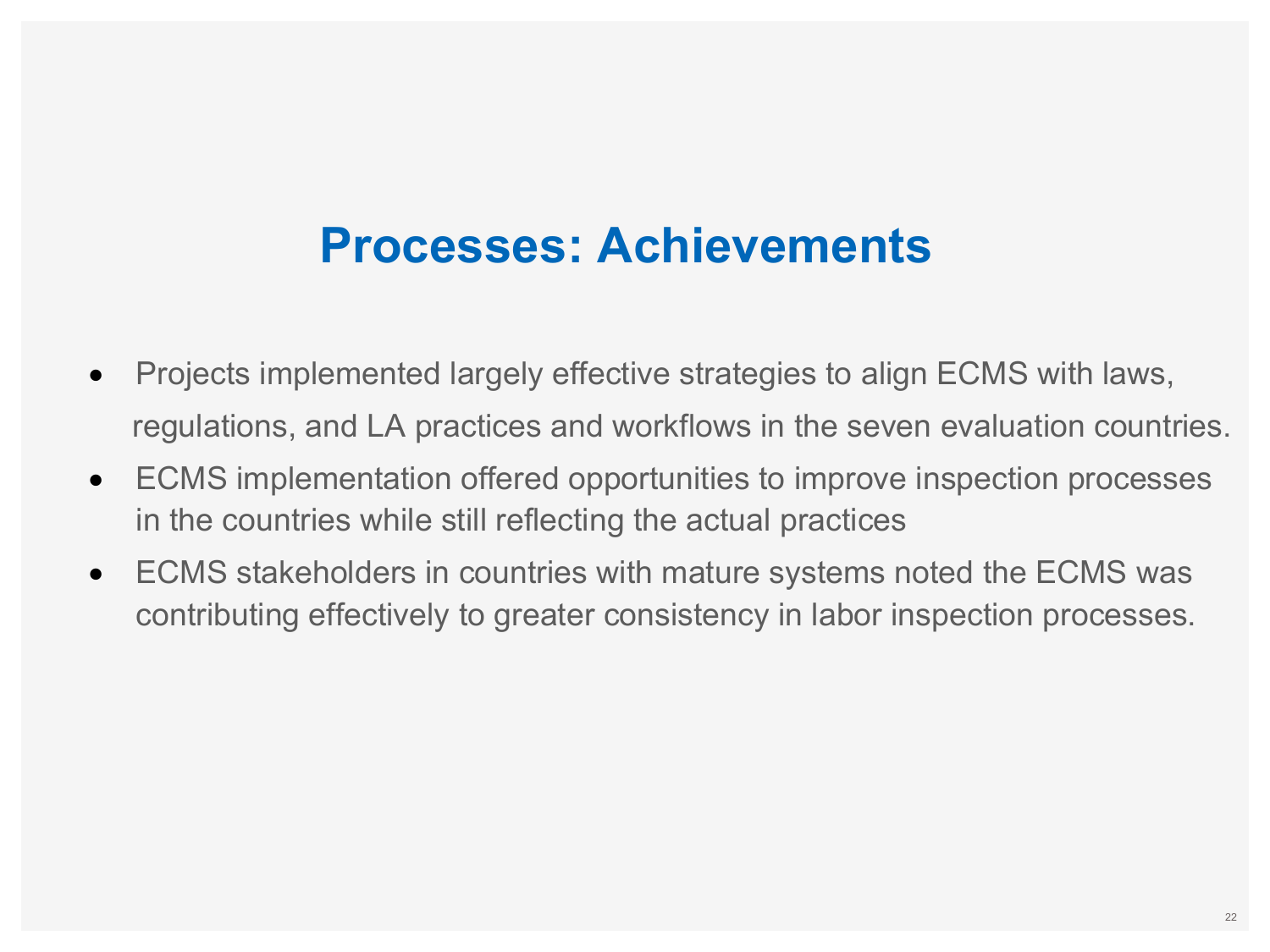# Processes: Achievements

- Projects implemented largely effective strategies to align ECMS with laws, regulations, and LA practices and workflows in the seven evaluation countries.
- ECMS implementation offered opportunities to improve inspection processes in the countries while still reflecting the actual practices
- ECMS stakeholders in countries with mature systems noted the ECMS was contributing effectively to greater consistency in labor inspection processes.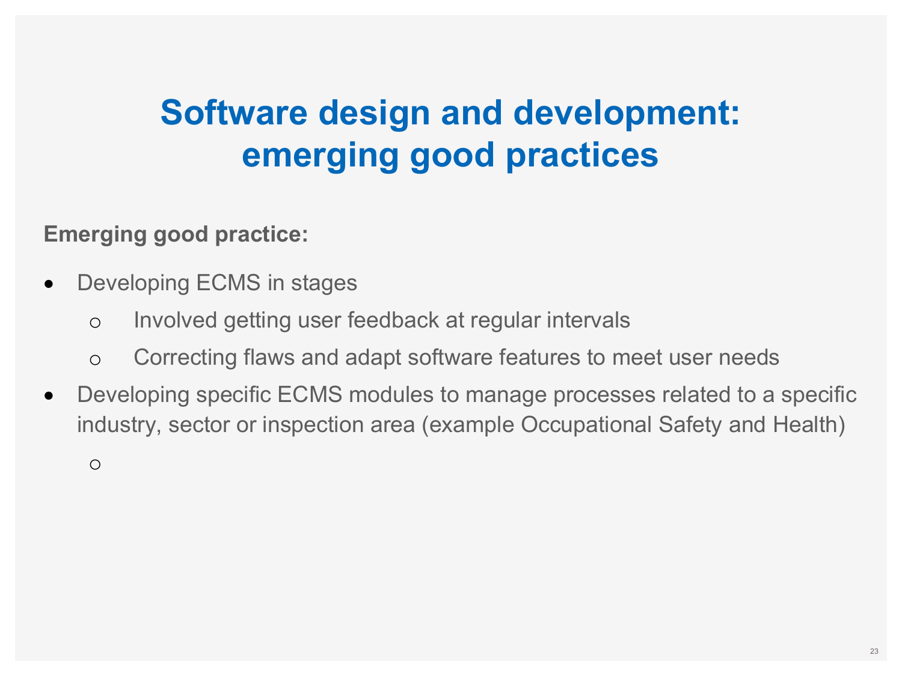# Software design and development: emerging good practices

**Emerging good practice:**

- Developing ECMS in stages
  - Involved getting user feedback at regular intervals
  - Correcting flaws and adapt software features to meet user needs
- Developing specific ECMS modules to manage processes related to a specific industry, sector or inspection area (example Occupational Safety and Health)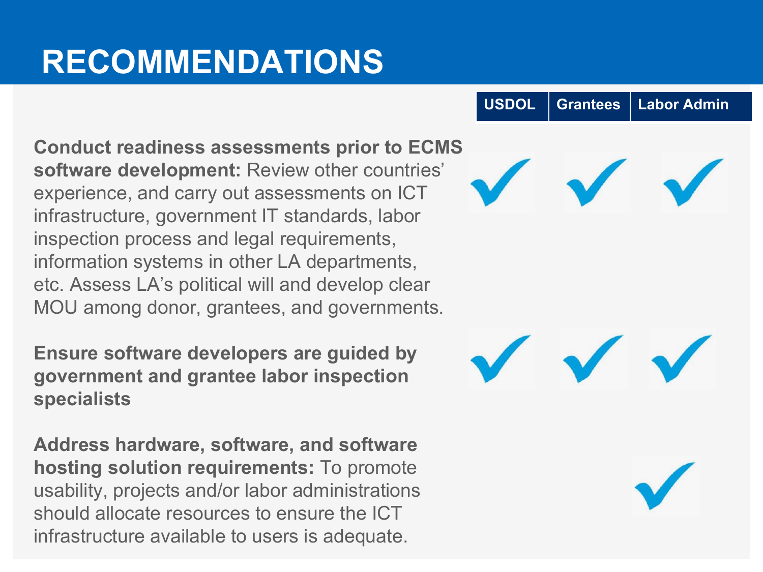# RECOMMENDATIONS

| Recommendation | USDOL | Grantees | Labor Admin |
| --- | --- | --- | --- |
| **Conduct readiness assessments prior to ECMS software development:** Review other countries' experience, and carry out assessments on ICT infrastructure, government IT standards, labor inspection process and legal requirements, information systems in other LA departments, etc. Assess LA's political will and develop clear MOU among donor, grantees, and governments. | ✓ | ✓ | ✓ |
| **Ensure software developers are guided by government and grantee labor inspection specialists** | ✓ | ✓ | ✓ |
| **Address hardware, software, and software hosting solution requirements:** To promote usability, projects and/or labor administrations should allocate resources to ensure the ICT infrastructure available to users is adequate. | | | ✓ |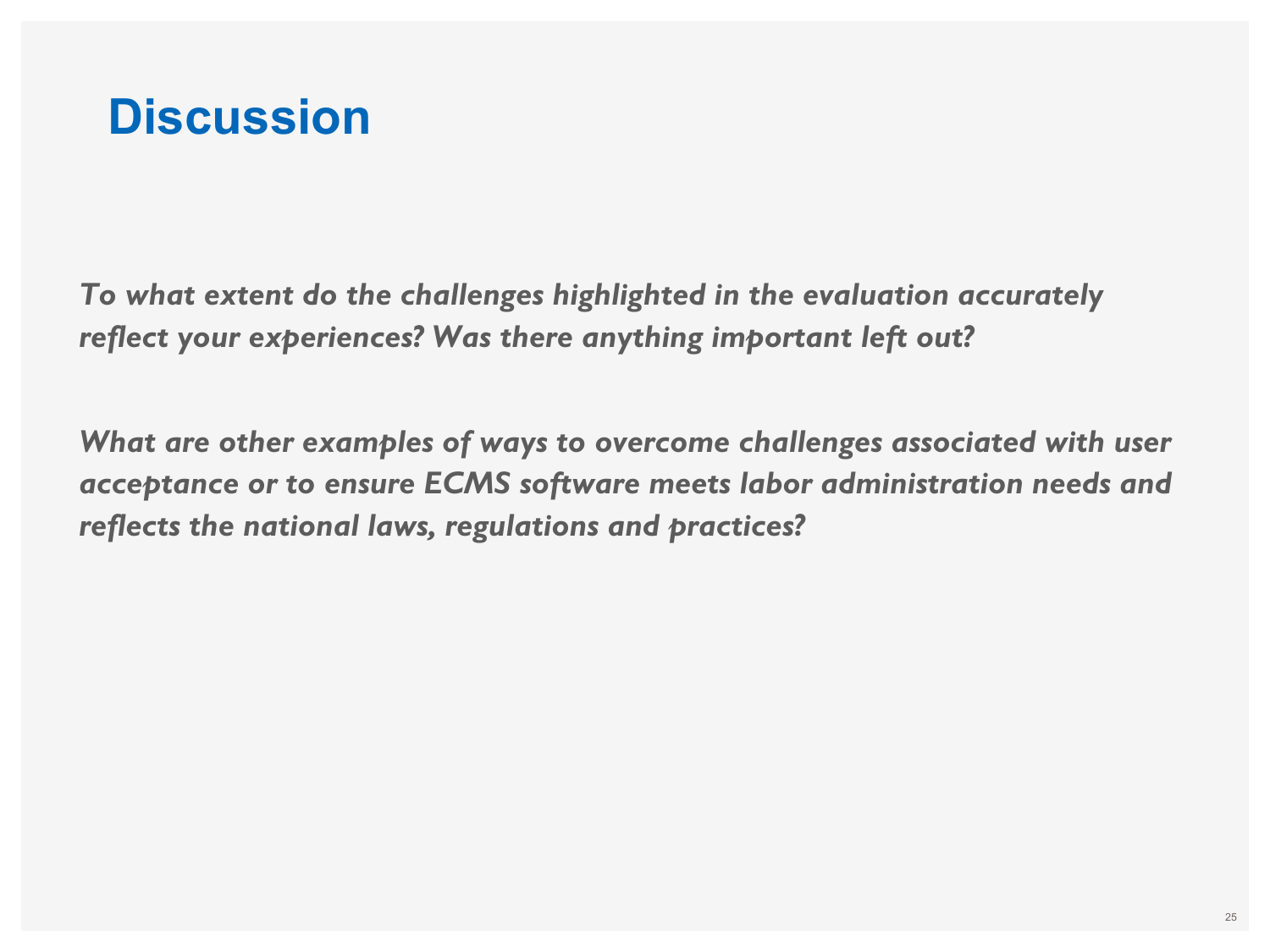# Discussion

***To what extent do the challenges highlighted in the evaluation accurately reflect your experiences? Was there anything important left out?***

***What are other examples of ways to overcome challenges associated with user acceptance or to ensure ECMS software meets labor administration needs and reflects the national laws, regulations and practices?***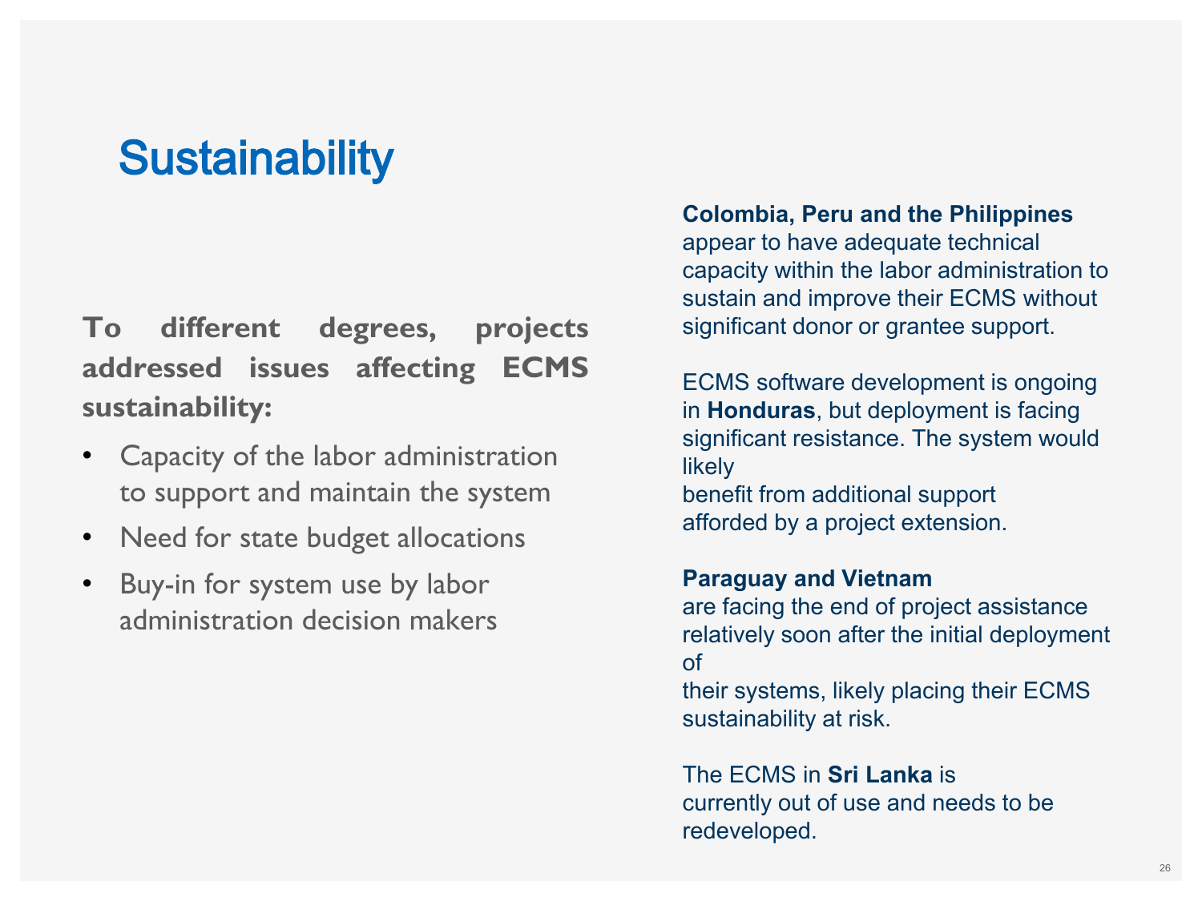# Sustainability

**To different degrees, projects addressed issues affecting ECMS sustainability:**

- Capacity of the labor administration to support and maintain the system
- Need for state budget allocations
- Buy-in for system use by labor administration decision makers

**Colombia, Peru and the Philippines** appear to have adequate technical capacity within the labor administration to sustain and improve their ECMS without significant donor or grantee support.

ECMS software development is ongoing in **Honduras**, but deployment is facing significant resistance. The system would likely benefit from additional support afforded by a project extension.

**Paraguay and Vietnam** are facing the end of project assistance relatively soon after the initial deployment of their systems, likely placing their ECMS sustainability at risk.

The ECMS in **Sri Lanka** is currently out of use and needs to be redeveloped.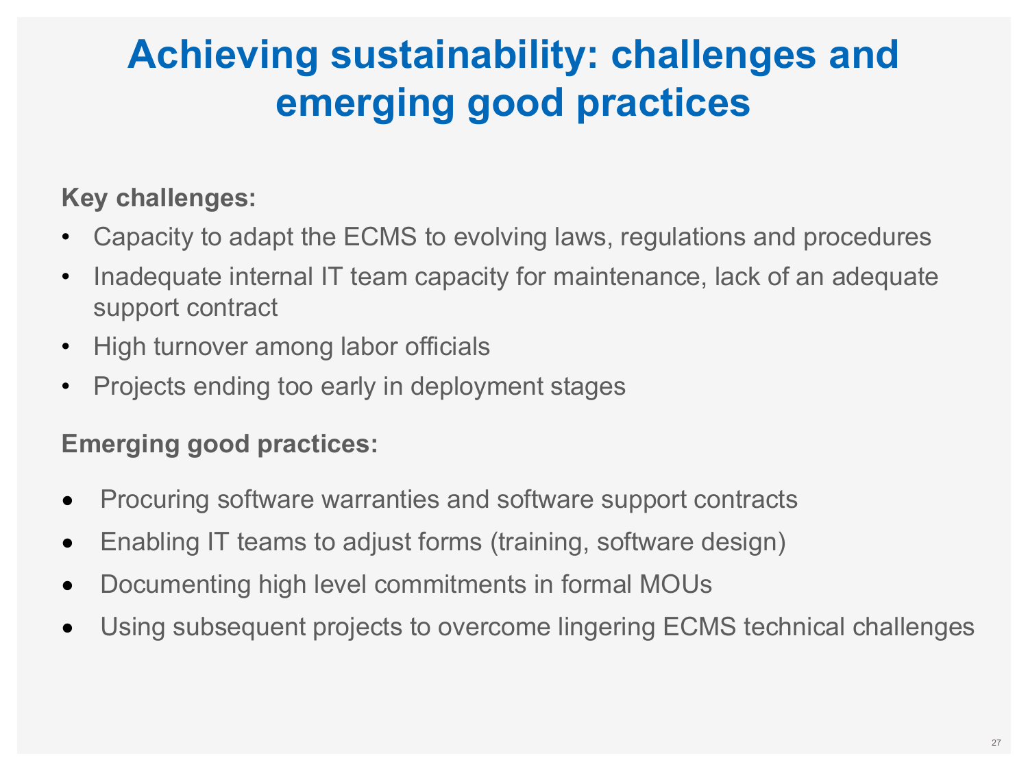# Achieving sustainability: challenges and emerging good practices

**Key challenges:**

- Capacity to adapt the ECMS to evolving laws, regulations and procedures
- Inadequate internal IT team capacity for maintenance, lack of an adequate support contract
- High turnover among labor officials
- Projects ending too early in deployment stages

**Emerging good practices:**

- Procuring software warranties and software support contracts
- Enabling IT teams to adjust forms (training, software design)
- Documenting high level commitments in formal MOUs
- Using subsequent projects to overcome lingering ECMS technical challenges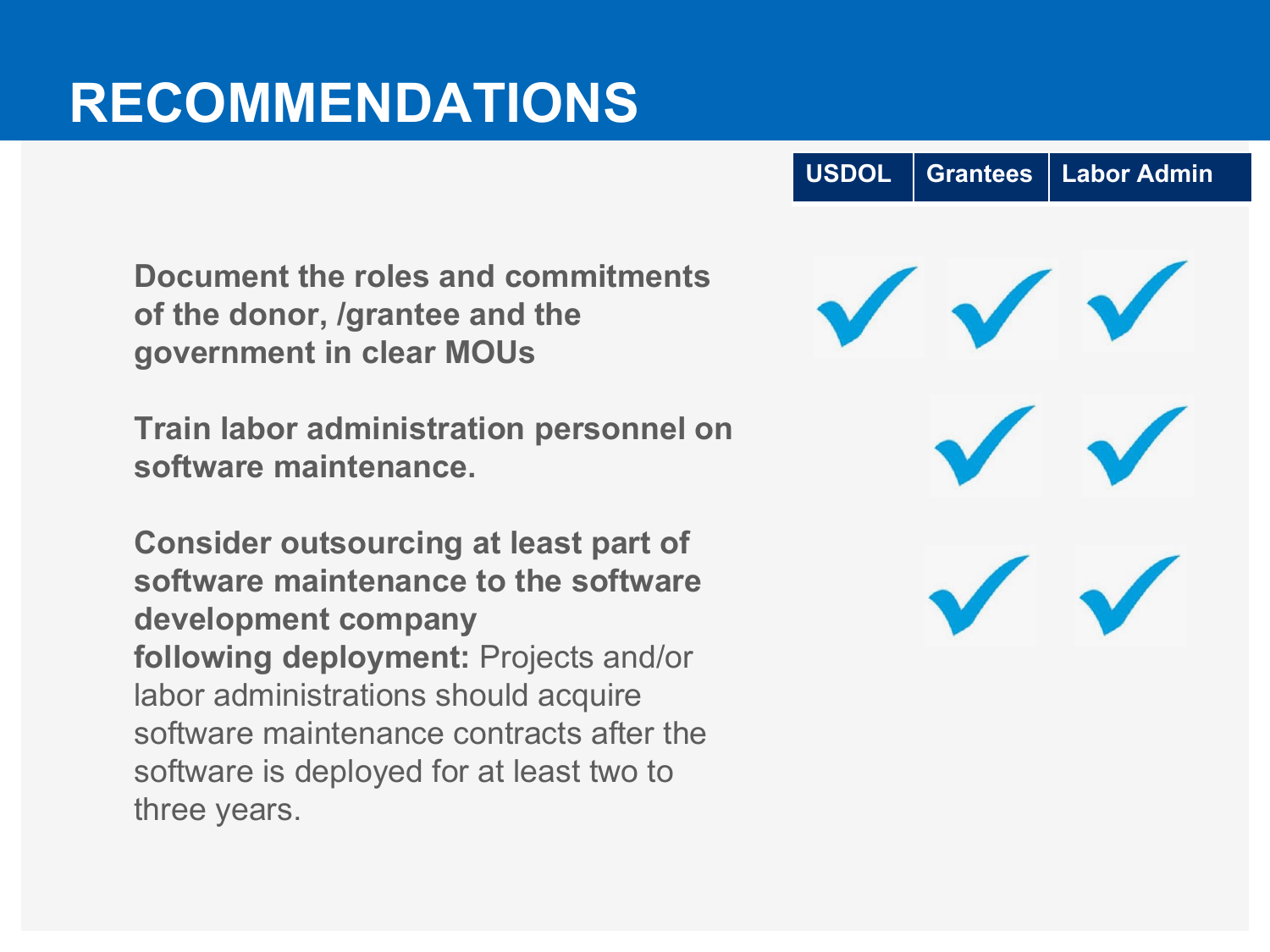# RECOMMENDATIONS

| Recommendation | USDOL | Grantees | Labor Admin |
|---|---|---|---|
| **Document the roles and commitments of the donor, /grantee and the government in clear MOUs** | ✓ | ✓ | ✓ |
| **Train labor administration personnel on software maintenance.** | | ✓ | ✓ |
| **Consider outsourcing at least part of software maintenance to the software development company following deployment:** Projects and/or labor administrations should acquire software maintenance contracts after the software is deployed for at least two to three years. | | ✓ | ✓ |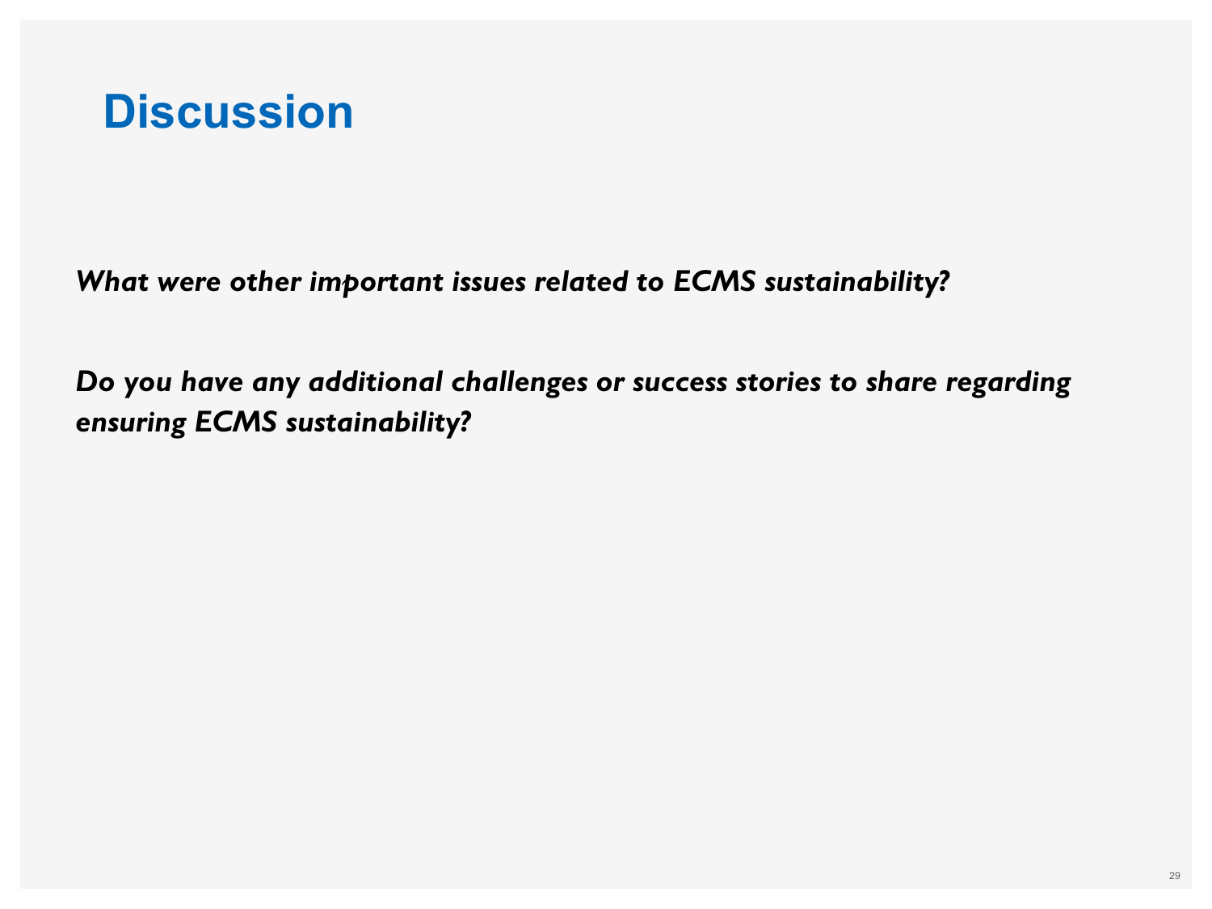# Discussion

***What were other important issues related to ECMS sustainability?***

***Do you have any additional challenges or success stories to share regarding ensuring ECMS sustainability?***